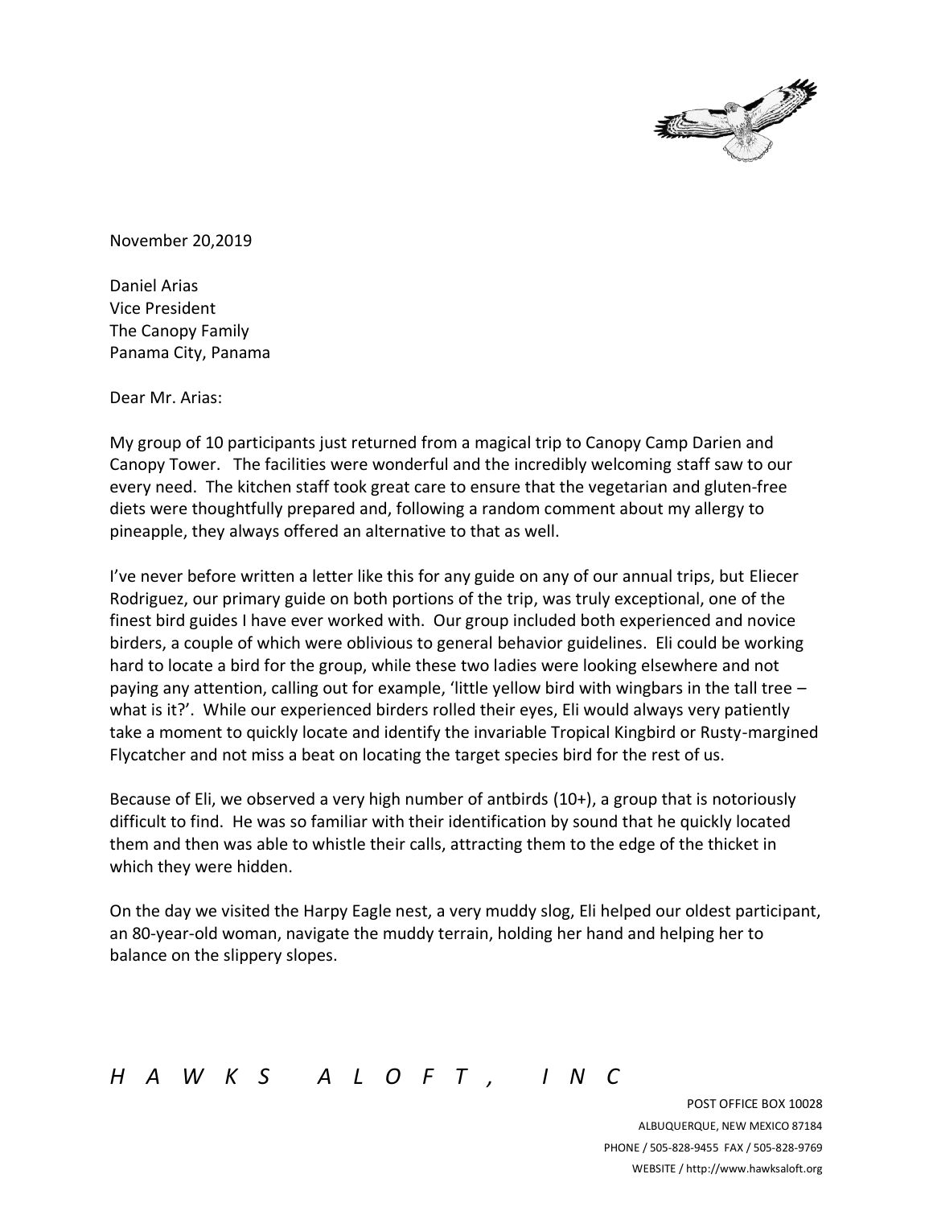November 20,2019

Daniel Arias
Vice President
The Canopy Family
Panama City, Panama

Dear Mr. Arias:

My group of 10 participants just returned from a magical trip to Canopy Camp Darien and Canopy Tower. The facilities were wonderful and the incredibly welcoming staff saw to our every need. The kitchen staff took great care to ensure that the vegetarian and gluten-free diets were thoughtfully prepared and, following a random comment about my allergy to pineapple, they always offered an alternative to that as well.

I've never before written a letter like this for any guide on any of our annual trips, but Eliecer Rodriguez, our primary guide on both portions of the trip, was truly exceptional, one of the finest bird guides I have ever worked with. Our group included both experienced and novice birders, a couple of which were oblivious to general behavior guidelines. Eli could be working hard to locate a bird for the group, while these two ladies were looking elsewhere and not paying any attention, calling out for example, 'little yellow bird with wingbars in the tall tree – what is it?'. While our experienced birders rolled their eyes, Eli would always very patiently take a moment to quickly locate and identify the invariable Tropical Kingbird or Rusty-margined Flycatcher and not miss a beat on locating the target species bird for the rest of us.

Because of Eli, we observed a very high number of antbirds (10+), a group that is notoriously difficult to find. He was so familiar with their identification by sound that he quickly located them and then was able to whistle their calls, attracting them to the edge of the thicket in which they were hidden.

On the day we visited the Harpy Eagle nest, a very muddy slog, Eli helped our oldest participant, an 80-year-old woman, navigate the muddy terrain, holding her hand and helping her to balance on the slippery slopes.

*HAWKS ALOFT, INC*

POST OFFICE BOX 10028
ALBUQUERQUE, NEW MEXICO 87184
PHONE / 505-828-9455 FAX / 505-828-9769
WEBSITE / http://www.hawksaloft.org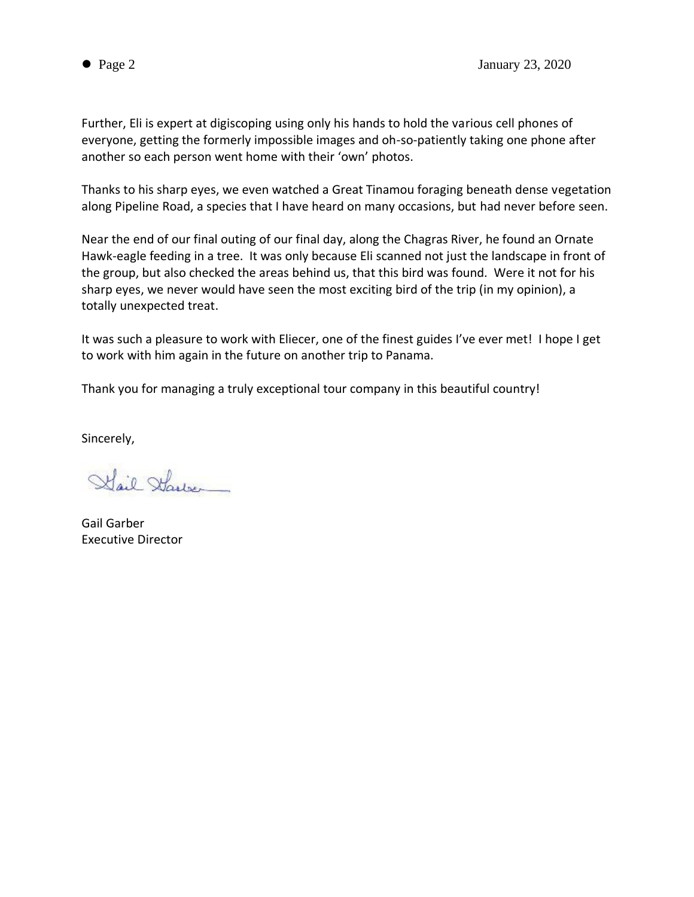Further, Eli is expert at digiscoping using only his hands to hold the various cell phones of everyone, getting the formerly impossible images and oh-so-patiently taking one phone after another so each person went home with their 'own' photos.

Thanks to his sharp eyes, we even watched a Great Tinamou foraging beneath dense vegetation along Pipeline Road, a species that I have heard on many occasions, but had never before seen.

Near the end of our final outing of our final day, along the Chagras River, he found an Ornate Hawk-eagle feeding in a tree. It was only because Eli scanned not just the landscape in front of the group, but also checked the areas behind us, that this bird was found. Were it not for his sharp eyes, we never would have seen the most exciting bird of the trip (in my opinion), a totally unexpected treat.

It was such a pleasure to work with Eliecer, one of the finest guides I've ever met! I hope I get to work with him again in the future on another trip to Panama.

Thank you for managing a truly exceptional tour company in this beautiful country!

Sincerely,

Gail Garber

Gail Garber
Executive Director